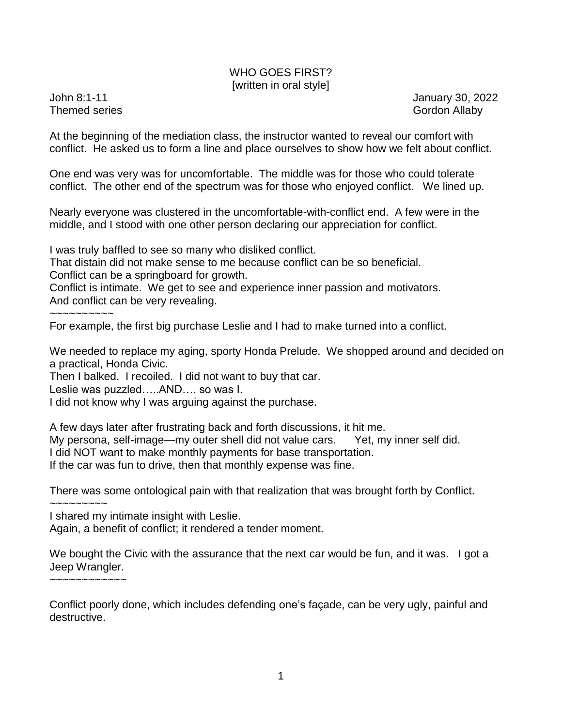# WHO GOES FIRST?

[written in oral style]

John 8:1-11 January 30, 2022

Themed series Gordon Allaby

At the beginning of the mediation class, the instructor wanted to reveal our comfort with conflict. He asked us to form a line and place ourselves to show how we felt about conflict.

One end was very was for uncomfortable. The middle was for those who could tolerate conflict. The other end of the spectrum was for those who enjoyed conflict. We lined up.

Nearly everyone was clustered in the uncomfortable-with-conflict end. A few were in the middle, and I stood with one other person declaring our appreciation for conflict.

I was truly baffled to see so many who disliked conflict.
That distain did not make sense to me because conflict can be so beneficial.
Conflict can be a springboard for growth.
Conflict is intimate. We get to see and experience inner passion and motivators.
And conflict can be very revealing.

~~~~~~~~~~~

For example, the first big purchase Leslie and I had to make turned into a conflict.

We needed to replace my aging, sporty Honda Prelude. We shopped around and decided on a practical, Honda Civic.
Then I balked. I recoiled. I did not want to buy that car.
Leslie was puzzled…..AND…. so was I.
I did not know why I was arguing against the purchase.

A few days later after frustrating back and forth discussions, it hit me.
My persona, self-image—my outer shell did not value cars. Yet, my inner self did.
I did NOT want to make monthly payments for base transportation.
If the car was fun to drive, then that monthly expense was fine.

There was some ontological pain with that realization that was brought forth by Conflict.

~~~~~~~~~~

I shared my intimate insight with Leslie.
Again, a benefit of conflict; it rendered a tender moment.

We bought the Civic with the assurance that the next car would be fun, and it was. I got a Jeep Wrangler.

~~~~~~~~~~~~~

Conflict poorly done, which includes defending one's façade, can be very ugly, painful and destructive.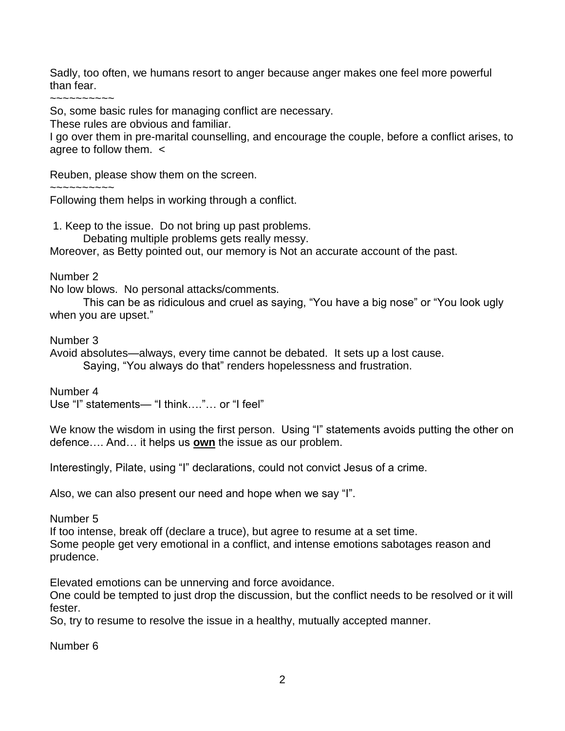Sadly, too often, we humans resort to anger because anger makes one feel more powerful than fear.

~~~~~~~~~~

So, some basic rules for managing conflict are necessary.

These rules are obvious and familiar.

I go over them in pre-marital counselling, and encourage the couple, before a conflict arises, to agree to follow them. <

Reuben, please show them on the screen.

~~~~~~~~~~

Following them helps in working through a conflict.

1. Keep to the issue. Do not bring up past problems.

   Debating multiple problems gets really messy.

Moreover, as Betty pointed out, our memory is Not an accurate account of the past.

Number 2

No low blows. No personal attacks/comments.

   This can be as ridiculous and cruel as saying, "You have a big nose" or "You look ugly when you are upset."

Number 3

Avoid absolutes—always, every time cannot be debated. It sets up a lost cause.

   Saying, "You always do that" renders hopelessness and frustration.

Number 4

Use "I" statements— "I think…."… or "I feel"

We know the wisdom in using the first person. Using "I" statements avoids putting the other on defence…. And… it helps us **<u>own</u>** the issue as our problem.

Interestingly, Pilate, using "I" declarations, could not convict Jesus of a crime.

Also, we can also present our need and hope when we say "I".

Number 5

If too intense, break off (declare a truce), but agree to resume at a set time.

Some people get very emotional in a conflict, and intense emotions sabotages reason and prudence.

Elevated emotions can be unnerving and force avoidance.

One could be tempted to just drop the discussion, but the conflict needs to be resolved or it will fester.

So, try to resume to resolve the issue in a healthy, mutually accepted manner.

Number 6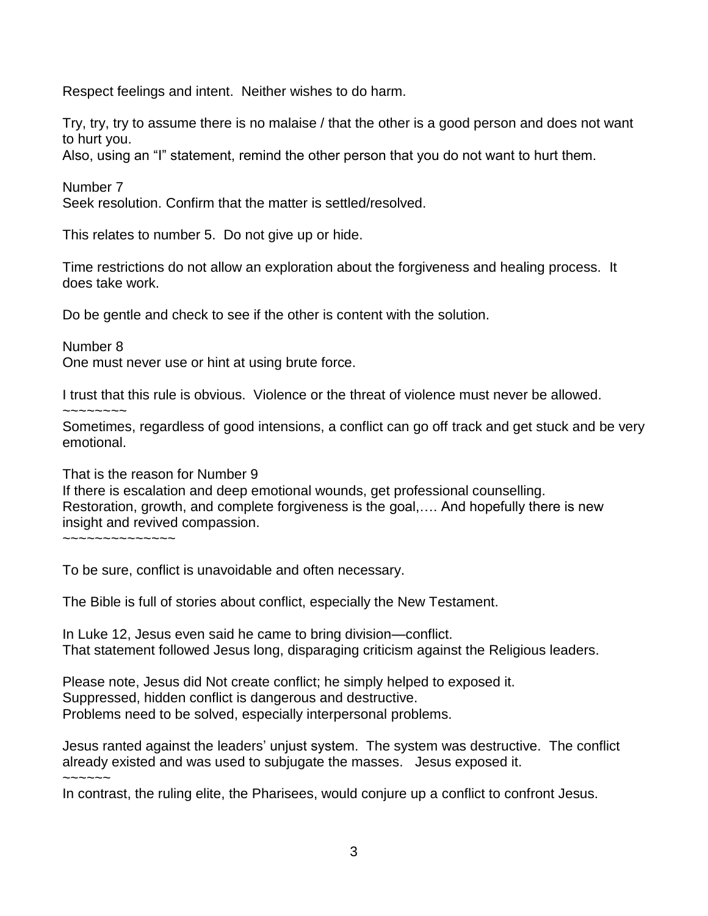Respect feelings and intent. Neither wishes to do harm.

Try, try, try to assume there is no malaise / that the other is a good person and does not want to hurt you.
Also, using an "I" statement, remind the other person that you do not want to hurt them.

Number 7
Seek resolution. Confirm that the matter is settled/resolved.

This relates to number 5. Do not give up or hide.

Time restrictions do not allow an exploration about the forgiveness and healing process. It does take work.

Do be gentle and check to see if the other is content with the solution.

Number 8
One must never use or hint at using brute force.

I trust that this rule is obvious. Violence or the threat of violence must never be allowed.
~~~~~~~~
Sometimes, regardless of good intensions, a conflict can go off track and get stuck and be very emotional.

That is the reason for Number 9
If there is escalation and deep emotional wounds, get professional counselling.
Restoration, growth, and complete forgiveness is the goal,…. And hopefully there is new insight and revived compassion.
~~~~~~~~~~~~~~~

To be sure, conflict is unavoidable and often necessary.

The Bible is full of stories about conflict, especially the New Testament.

In Luke 12, Jesus even said he came to bring division—conflict.
That statement followed Jesus long, disparaging criticism against the Religious leaders.

Please note, Jesus did Not create conflict; he simply helped to exposed it.
Suppressed, hidden conflict is dangerous and destructive.
Problems need to be solved, especially interpersonal problems.

Jesus ranted against the leaders' unjust system. The system was destructive. The conflict already existed and was used to subjugate the masses. Jesus exposed it.
~~~~~~
In contrast, the ruling elite, the Pharisees, would conjure up a conflict to confront Jesus.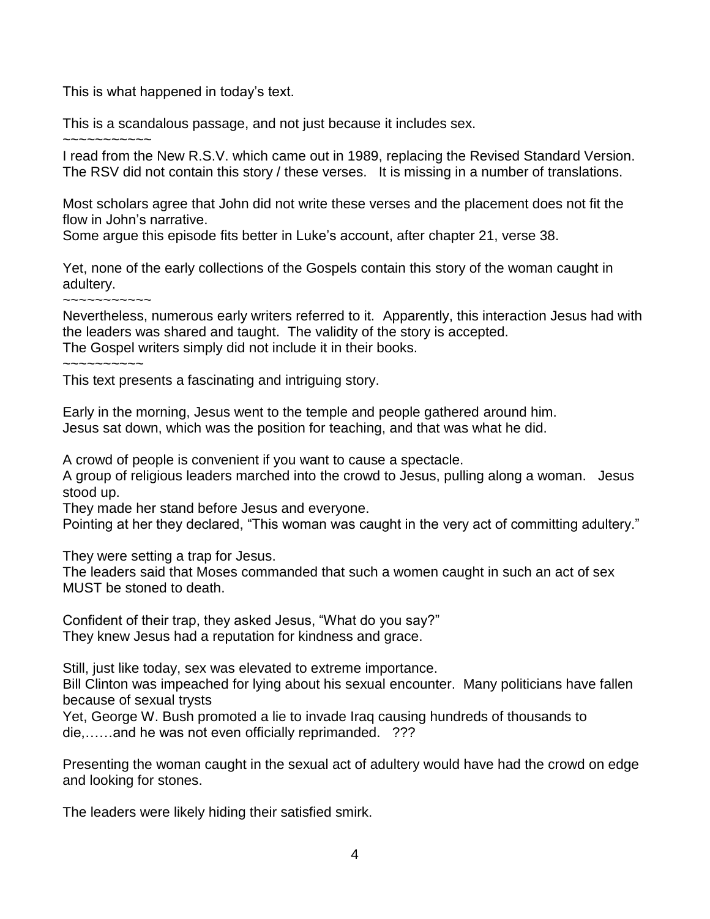This is what happened in today's text.

This is a scandalous passage, and not just because it includes sex.

~~~~~~~~~~~

I read from the New R.S.V. which came out in 1989, replacing the Revised Standard Version. The RSV did not contain this story / these verses. It is missing in a number of translations.

Most scholars agree that John did not write these verses and the placement does not fit the flow in John's narrative.
Some argue this episode fits better in Luke's account, after chapter 21, verse 38.

Yet, none of the early collections of the Gospels contain this story of the woman caught in adultery.

~~~~~~~~~~~

Nevertheless, numerous early writers referred to it. Apparently, this interaction Jesus had with the leaders was shared and taught. The validity of the story is accepted.
The Gospel writers simply did not include it in their books.

~~~~~~~~~~

This text presents a fascinating and intriguing story.

Early in the morning, Jesus went to the temple and people gathered around him.
Jesus sat down, which was the position for teaching, and that was what he did.

A crowd of people is convenient if you want to cause a spectacle.
A group of religious leaders marched into the crowd to Jesus, pulling along a woman. Jesus stood up.
They made her stand before Jesus and everyone.
Pointing at her they declared, "This woman was caught in the very act of committing adultery."

They were setting a trap for Jesus.
The leaders said that Moses commanded that such a women caught in such an act of sex MUST be stoned to death.

Confident of their trap, they asked Jesus, "What do you say?"
They knew Jesus had a reputation for kindness and grace.

Still, just like today, sex was elevated to extreme importance.
Bill Clinton was impeached for lying about his sexual encounter. Many politicians have fallen because of sexual trysts
Yet, George W. Bush promoted a lie to invade Iraq causing hundreds of thousands to die,……and he was not even officially reprimanded. ???

Presenting the woman caught in the sexual act of adultery would have had the crowd on edge and looking for stones.

The leaders were likely hiding their satisfied smirk.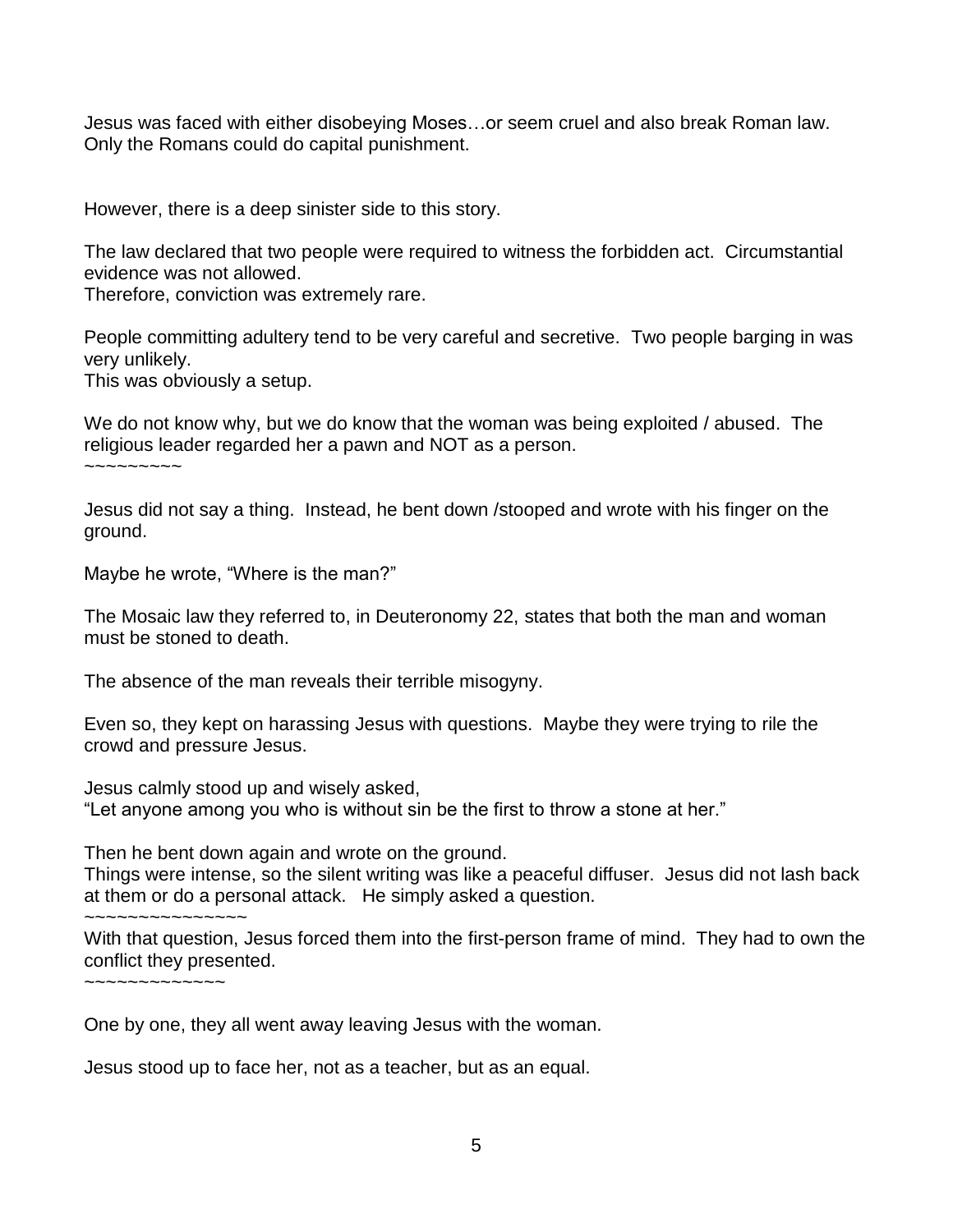Jesus was faced with either disobeying Moses…or seem cruel and also break Roman law. Only the Romans could do capital punishment.

However, there is a deep sinister side to this story.

The law declared that two people were required to witness the forbidden act. Circumstantial evidence was not allowed.
Therefore, conviction was extremely rare.

People committing adultery tend to be very careful and secretive. Two people barging in was very unlikely.
This was obviously a setup.

We do not know why, but we do know that the woman was being exploited / abused. The religious leader regarded her a pawn and NOT as a person.
~~~~~~~~~

Jesus did not say a thing. Instead, he bent down /stooped and wrote with his finger on the ground.

Maybe he wrote, "Where is the man?"

The Mosaic law they referred to, in Deuteronomy 22, states that both the man and woman must be stoned to death.

The absence of the man reveals their terrible misogyny.

Even so, they kept on harassing Jesus with questions. Maybe they were trying to rile the crowd and pressure Jesus.

Jesus calmly stood up and wisely asked,
"Let anyone among you who is without sin be the first to throw a stone at her."

Then he bent down again and wrote on the ground.
Things were intense, so the silent writing was like a peaceful diffuser. Jesus did not lash back at them or do a personal attack. He simply asked a question.
~~~~~~~~~~~~~~~~
With that question, Jesus forced them into the first-person frame of mind. They had to own the conflict they presented.
~~~~~~~~~~~~~~

One by one, they all went away leaving Jesus with the woman.

Jesus stood up to face her, not as a teacher, but as an equal.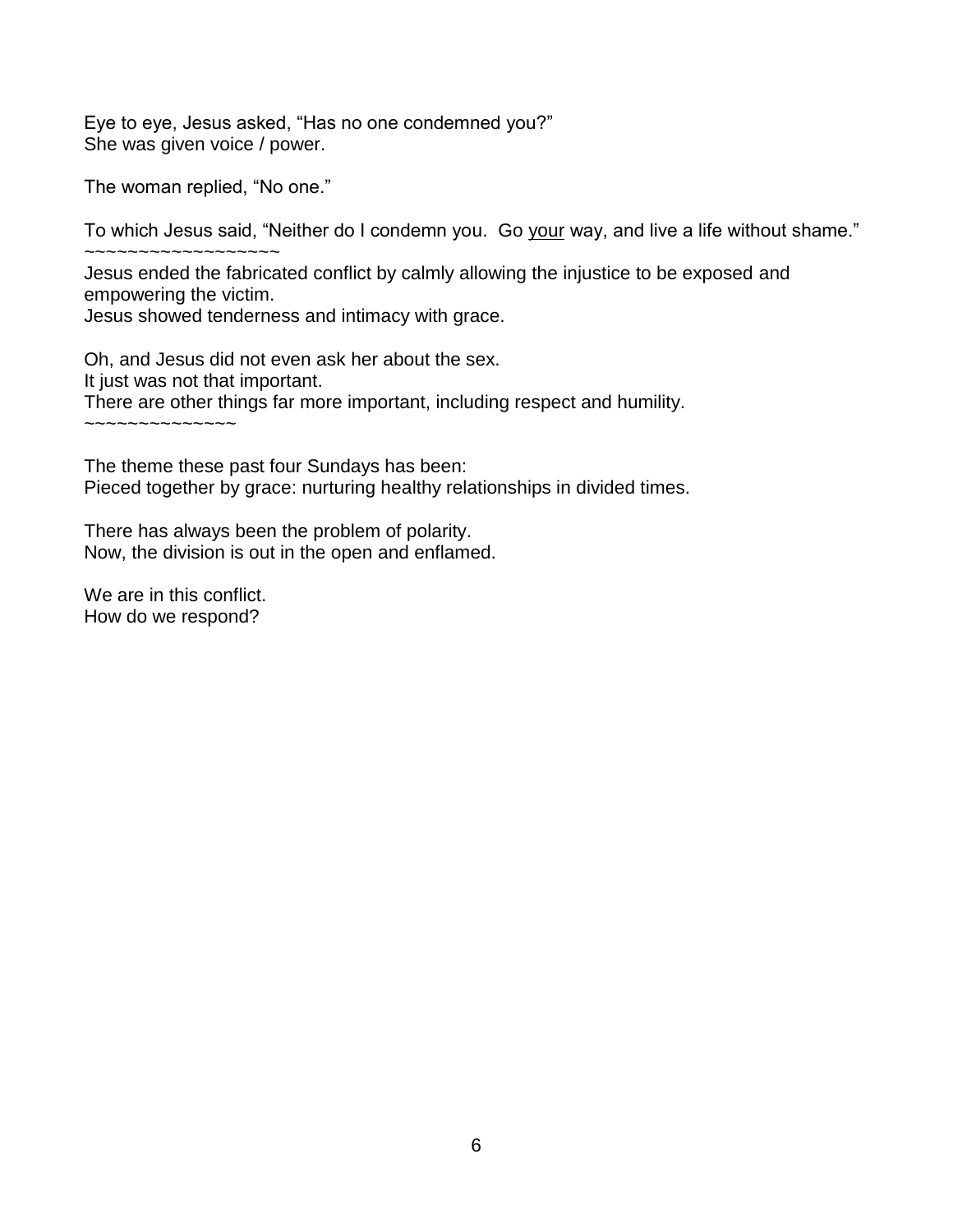Eye to eye, Jesus asked, “Has no one condemned you?”
She was given voice / power.

The woman replied, “No one.”

To which Jesus said, “Neither do I condemn you.  Go <u>your</u> way, and live a life without shame.”
~~~~~~~~~~~~~~~~~~

Jesus ended the fabricated conflict by calmly allowing the injustice to be exposed and empowering the victim.
Jesus showed tenderness and intimacy with grace.

Oh, and Jesus did not even ask her about the sex.
It just was not that important.
There are other things far more important, including respect and humility.
~~~~~~~~~~~~~~~

The theme these past four Sundays has been:
Pieced together by grace: nurturing healthy relationships in divided times.

There has always been the problem of polarity.
Now, the division is out in the open and enflamed.

We are in this conflict.
How do we respond?